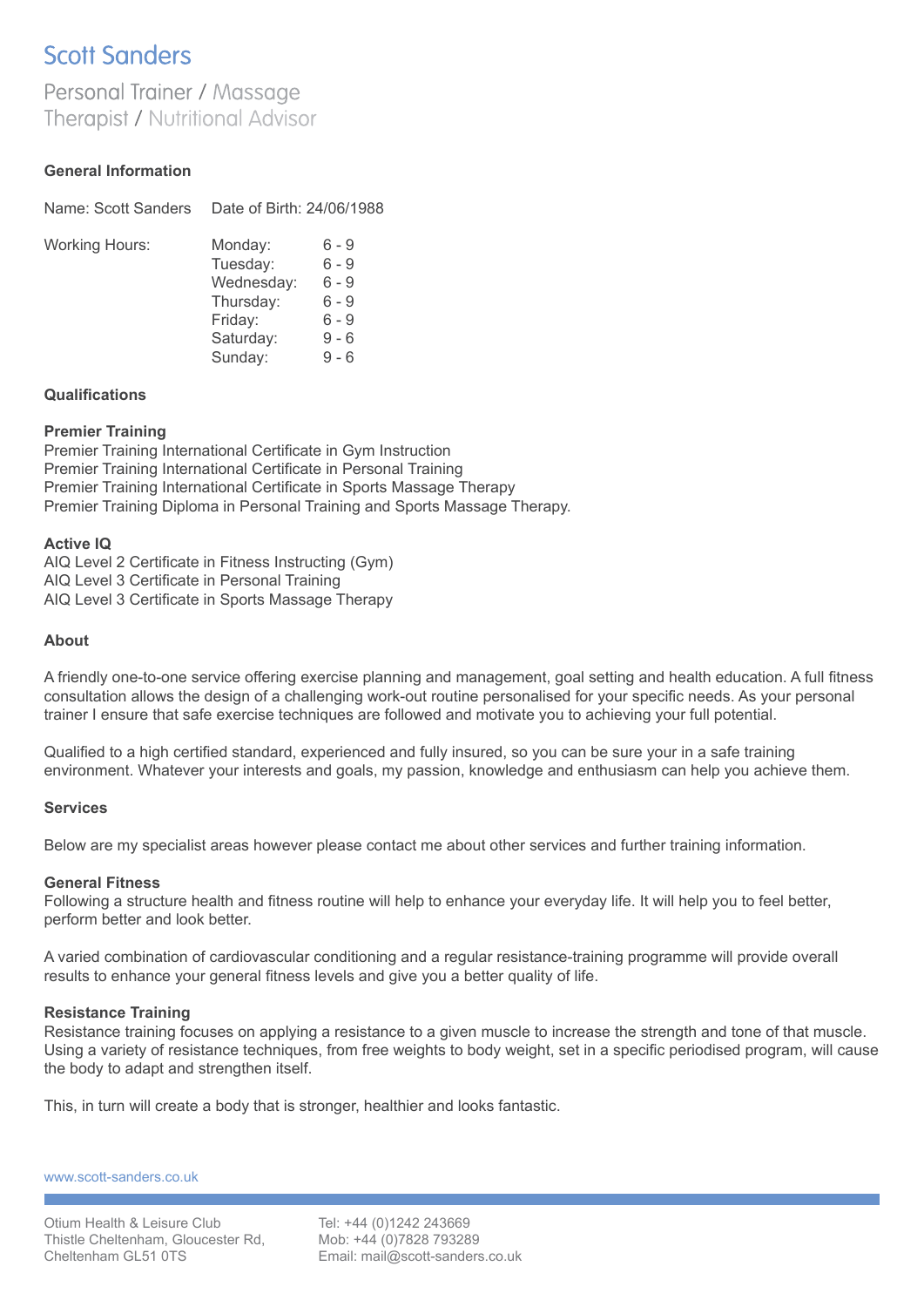# Scott Sanders

Personal Trainer / Massage Therapist / Nutritional Advisor

**General Information**

Name: Scott Sanders    Date of Birth: 24/06/1988

Working Hours:

| Day | Hours |
| --- | --- |
| Monday: | 6 - 9 |
| Tuesday: | 6 - 9 |
| Wednesday: | 6 - 9 |
| Thursday: | 6 - 9 |
| Friday: | 6 - 9 |
| Saturday: | 9 - 6 |
| Sunday: | 9 - 6 |

**Qualifications**

**Premier Training**
Premier Training International Certificate in Gym Instruction
Premier Training International Certificate in Personal Training
Premier Training International Certificate in Sports Massage Therapy
Premier Training Diploma in Personal Training and Sports Massage Therapy.

**Active IQ**
AIQ Level 2 Certificate in Fitness Instructing (Gym)
AIQ Level 3 Certificate in Personal Training
AIQ Level 3 Certificate in Sports Massage Therapy

**About**

A friendly one-to-one service offering exercise planning and management, goal setting and health education. A full fitness consultation allows the design of a challenging work-out routine personalised for your specific needs. As your personal trainer I ensure that safe exercise techniques are followed and motivate you to achieving your full potential.

Qualified to a high certified standard, experienced and fully insured, so you can be sure your in a safe training environment. Whatever your interests and goals, my passion, knowledge and enthusiasm can help you achieve them.

**Services**

Below are my specialist areas however please contact me about other services and further training information.

**General Fitness**
Following a structure health and fitness routine will help to enhance your everyday life. It will help you to feel better, perform better and look better.

A varied combination of cardiovascular conditioning and a regular resistance-training programme will provide overall results to enhance your general fitness levels and give you a better quality of life.

**Resistance Training**
Resistance training focuses on applying a resistance to a given muscle to increase the strength and tone of that muscle. Using a variety of resistance techniques, from free weights to body weight, set in a specific periodised program, will cause the body to adapt and strengthen itself.

This, in turn will create a body that is stronger, healthier and looks fantastic.

www.scott-sanders.co.uk

Otium Health & Leisure Club
Thistle Cheltenham, Gloucester Rd,
Cheltenham GL51 0TS

Tel: +44 (0)1242 243669
Mob: +44 (0)7828 793289
Email: mail@scott-sanders.co.uk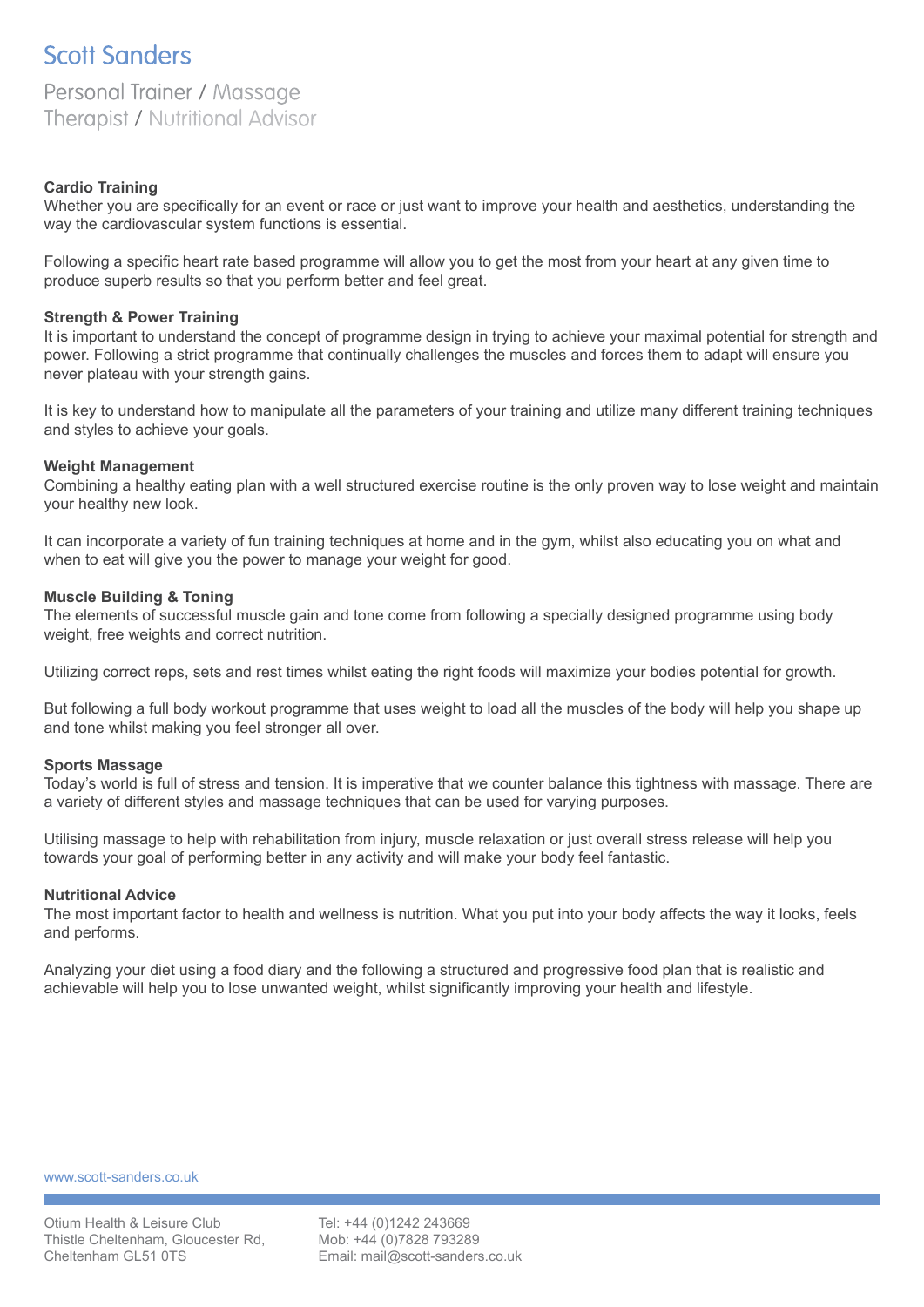# Scott Sanders

Personal Trainer / Massage Therapist / Nutritional Advisor

**Cardio Training**

Whether you are specifically for an event or race or just want to improve your health and aesthetics, understanding the way the cardiovascular system functions is essential.

Following a specific heart rate based programme will allow you to get the most from your heart at any given time to produce superb results so that you perform better and feel great.

**Strength & Power Training**

It is important to understand the concept of programme design in trying to achieve your maximal potential for strength and power. Following a strict programme that continually challenges the muscles and forces them to adapt will ensure you never plateau with your strength gains.

It is key to understand how to manipulate all the parameters of your training and utilize many different training techniques and styles to achieve your goals.

**Weight Management**

Combining a healthy eating plan with a well structured exercise routine is the only proven way to lose weight and maintain your healthy new look.

It can incorporate a variety of fun training techniques at home and in the gym, whilst also educating you on what and when to eat will give you the power to manage your weight for good.

**Muscle Building & Toning**

The elements of successful muscle gain and tone come from following a specially designed programme using body weight, free weights and correct nutrition.

Utilizing correct reps, sets and rest times whilst eating the right foods will maximize your bodies potential for growth.

But following a full body workout programme that uses weight to load all the muscles of the body will help you shape up and tone whilst making you feel stronger all over.

**Sports Massage**

Today's world is full of stress and tension. It is imperative that we counter balance this tightness with massage. There are a variety of different styles and massage techniques that can be used for varying purposes.

Utilising massage to help with rehabilitation from injury, muscle relaxation or just overall stress release will help you towards your goal of performing better in any activity and will make your body feel fantastic.

**Nutritional Advice**

The most important factor to health and wellness is nutrition. What you put into your body affects the way it looks, feels and performs.

Analyzing your diet using a food diary and the following a structured and progressive food plan that is realistic and achievable will help you to lose unwanted weight, whilst significantly improving your health and lifestyle.

www.scott-sanders.co.uk

Otium Health & Leisure Club
Thistle Cheltenham, Gloucester Rd,
Cheltenham GL51 0TS

Tel: +44 (0)1242 243669
Mob: +44 (0)7828 793289
Email: mail@scott-sanders.co.uk